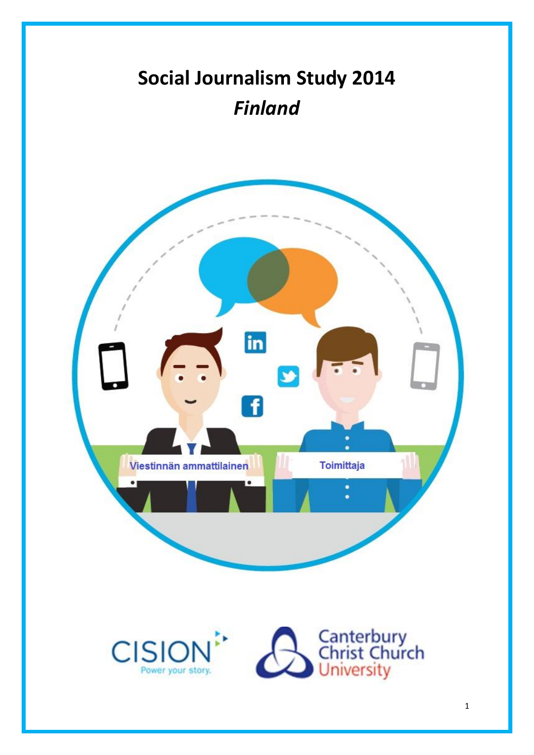# Social Journalism Study 2014

## *Finland*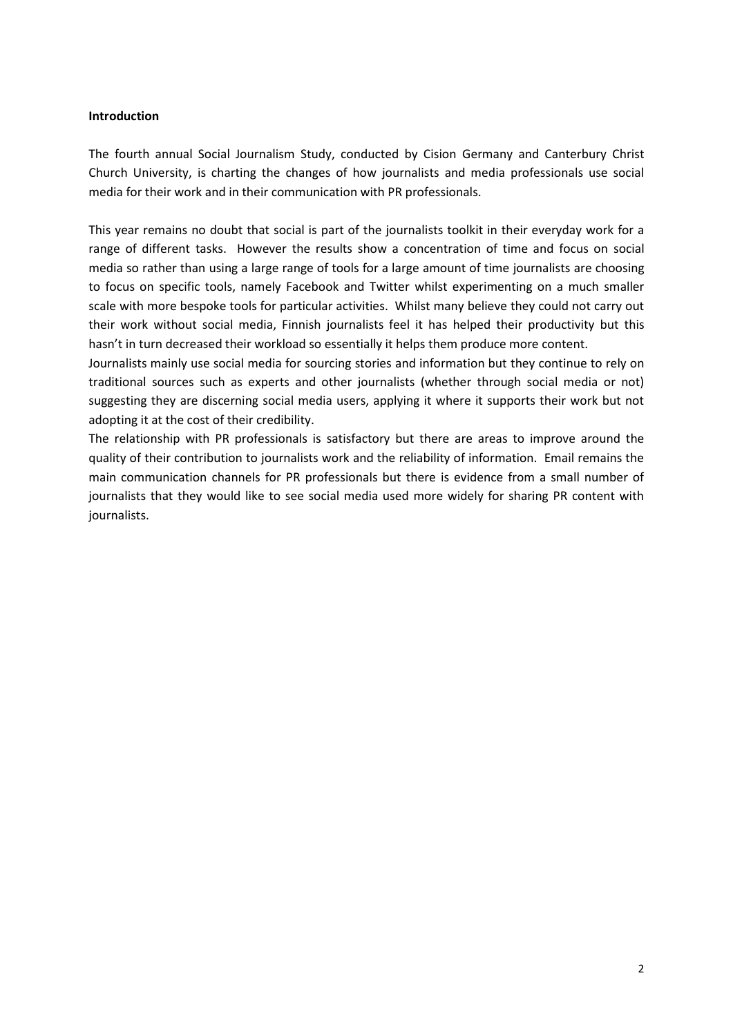**Introduction**

The fourth annual Social Journalism Study, conducted by Cision Germany and Canterbury Christ Church University, is charting the changes of how journalists and media professionals use social media for their work and in their communication with PR professionals.

This year remains no doubt that social is part of the journalists toolkit in their everyday work for a range of different tasks. However the results show a concentration of time and focus on social media so rather than using a large range of tools for a large amount of time journalists are choosing to focus on specific tools, namely Facebook and Twitter whilst experimenting on a much smaller scale with more bespoke tools for particular activities. Whilst many believe they could not carry out their work without social media, Finnish journalists feel it has helped their productivity but this hasn't in turn decreased their workload so essentially it helps them produce more content.

Journalists mainly use social media for sourcing stories and information but they continue to rely on traditional sources such as experts and other journalists (whether through social media or not) suggesting they are discerning social media users, applying it where it supports their work but not adopting it at the cost of their credibility.

The relationship with PR professionals is satisfactory but there are areas to improve around the quality of their contribution to journalists work and the reliability of information. Email remains the main communication channels for PR professionals but there is evidence from a small number of journalists that they would like to see social media used more widely for sharing PR content with journalists.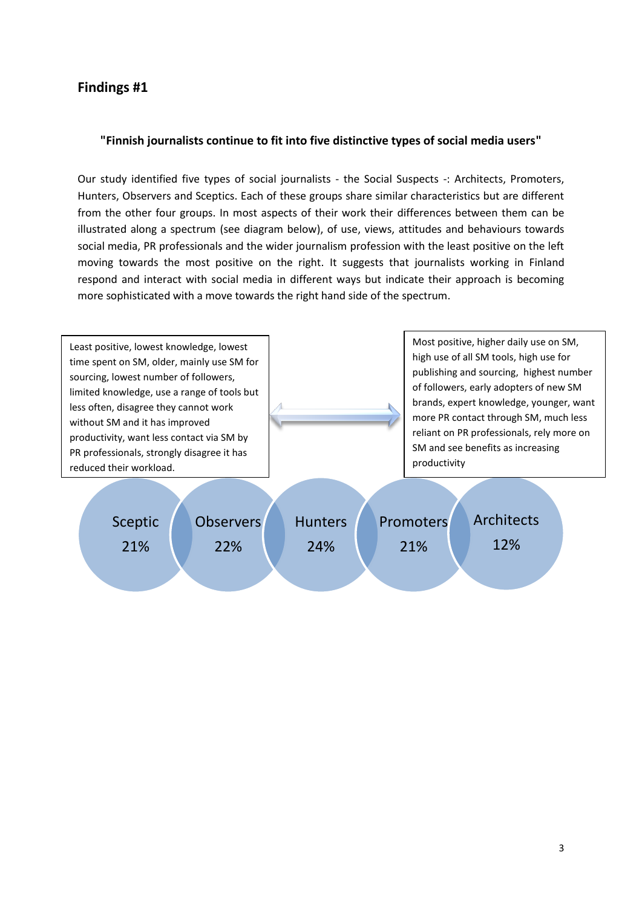## Findings #1

**"Finnish journalists continue to fit into five distinctive types of social media users"**

Our study identified five types of social journalists - the Social Suspects -: Architects, Promoters, Hunters, Observers and Sceptics. Each of these groups share similar characteristics but are different from the other four groups. In most aspects of their work their differences between them can be illustrated along a spectrum (see diagram below), of use, views, attitudes and behaviours towards social media, PR professionals and the wider journalism profession with the least positive on the left moving towards the most positive on the right. It suggests that journalists working in Finland respond and interact with social media in different ways but indicate their approach is becoming more sophisticated with a move towards the right hand side of the spectrum.

Least positive, lowest knowledge, lowest time spent on SM, older, mainly use SM for sourcing, lowest number of followers, limited knowledge, use a range of tools but less often, disagree they cannot work without SM and it has improved productivity, want less contact via SM by PR professionals, strongly disagree it has reduced their workload.

Most positive, higher daily use on SM, high use of all SM tools, high use for publishing and sourcing, highest number of followers, early adopters of new SM brands, expert knowledge, younger, want more PR contact through SM, much less reliant on PR professionals, rely more on SM and see benefits as increasing productivity

| Sceptic | Observers | Hunters | Promoters | Architects |
|---|---|---|---|---|
| 21% | 22% | 24% | 21% | 12% |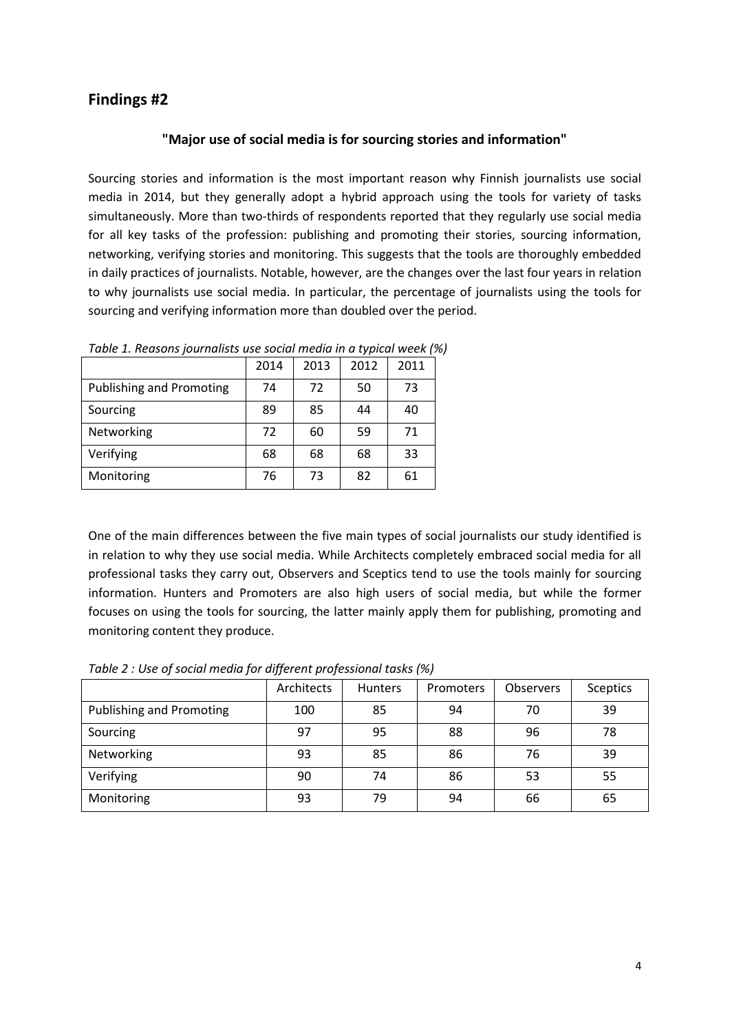## Findings #2

### "Major use of social media is for sourcing stories and information"

Sourcing stories and information is the most important reason why Finnish journalists use social media in 2014, but they generally adopt a hybrid approach using the tools for variety of tasks simultaneously. More than two-thirds of respondents reported that they regularly use social media for all key tasks of the profession: publishing and promoting their stories, sourcing information, networking, verifying stories and monitoring. This suggests that the tools are thoroughly embedded in daily practices of journalists. Notable, however, are the changes over the last four years in relation to why journalists use social media. In particular, the percentage of journalists using the tools for sourcing and verifying information more than doubled over the period.

*Table 1. Reasons journalists use social media in a typical week (%)*

| | 2014 | 2013 | 2012 | 2011 |
|---|---|---|---|---|
| Publishing and Promoting | 74 | 72 | 50 | 73 |
| Sourcing | 89 | 85 | 44 | 40 |
| Networking | 72 | 60 | 59 | 71 |
| Verifying | 68 | 68 | 68 | 33 |
| Monitoring | 76 | 73 | 82 | 61 |

One of the main differences between the five main types of social journalists our study identified is in relation to why they use social media. While Architects completely embraced social media for all professional tasks they carry out, Observers and Sceptics tend to use the tools mainly for sourcing information. Hunters and Promoters are also high users of social media, but while the former focuses on using the tools for sourcing, the latter mainly apply them for publishing, promoting and monitoring content they produce.

*Table 2 : Use of social media for different professional tasks (%)*

| | Architects | Hunters | Promoters | Observers | Sceptics |
|---|---|---|---|---|---|
| Publishing and Promoting | 100 | 85 | 94 | 70 | 39 |
| Sourcing | 97 | 95 | 88 | 96 | 78 |
| Networking | 93 | 85 | 86 | 76 | 39 |
| Verifying | 90 | 74 | 86 | 53 | 55 |
| Monitoring | 93 | 79 | 94 | 66 | 65 |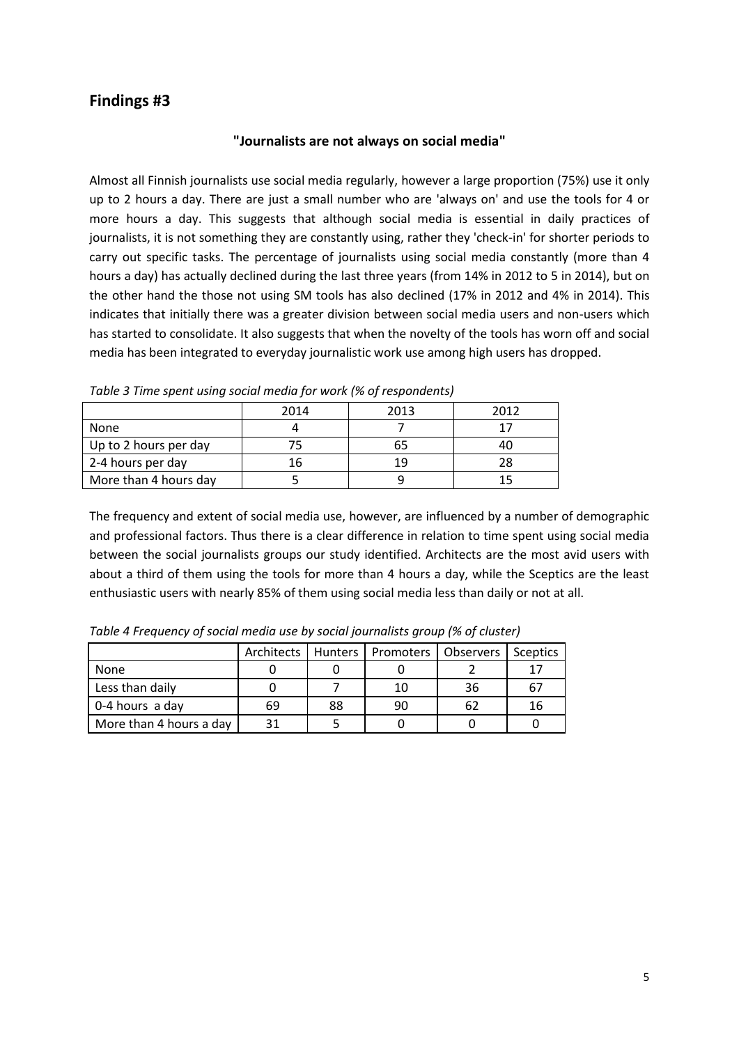## Findings #3

**"Journalists are not always on social media"**

Almost all Finnish journalists use social media regularly, however a large proportion (75%) use it only up to 2 hours a day. There are just a small number who are 'always on' and use the tools for 4 or more hours a day. This suggests that although social media is essential in daily practices of journalists, it is not something they are constantly using, rather they 'check-in' for shorter periods to carry out specific tasks. The percentage of journalists using social media constantly (more than 4 hours a day) has actually declined during the last three years (from 14% in 2012 to 5 in 2014), but on the other hand the those not using SM tools has also declined (17% in 2012 and 4% in 2014). This indicates that initially there was a greater division between social media users and non-users which has started to consolidate. It also suggests that when the novelty of the tools has worn off and social media has been integrated to everyday journalistic work use among high users has dropped.

*Table 3 Time spent using social media for work (% of respondents)*

| | 2014 | 2013 | 2012 |
|---|---|---|---|
| None | 4 | 7 | 17 |
| Up to 2 hours per day | 75 | 65 | 40 |
| 2-4 hours per day | 16 | 19 | 28 |
| More than 4 hours day | 5 | 9 | 15 |

The frequency and extent of social media use, however, are influenced by a number of demographic and professional factors. Thus there is a clear difference in relation to time spent using social media between the social journalists groups our study identified. Architects are the most avid users with about a third of them using the tools for more than 4 hours a day, while the Sceptics are the least enthusiastic users with nearly 85% of them using social media less than daily or not at all.

*Table 4 Frequency of social media use by social journalists group (% of cluster)*

| | Architects | Hunters | Promoters | Observers | Sceptics |
|---|---|---|---|---|---|
| None | 0 | 0 | 0 | 2 | 17 |
| Less than daily | 0 | 7 | 10 | 36 | 67 |
| 0-4 hours a day | 69 | 88 | 90 | 62 | 16 |
| More than 4 hours a day | 31 | 5 | 0 | 0 | 0 |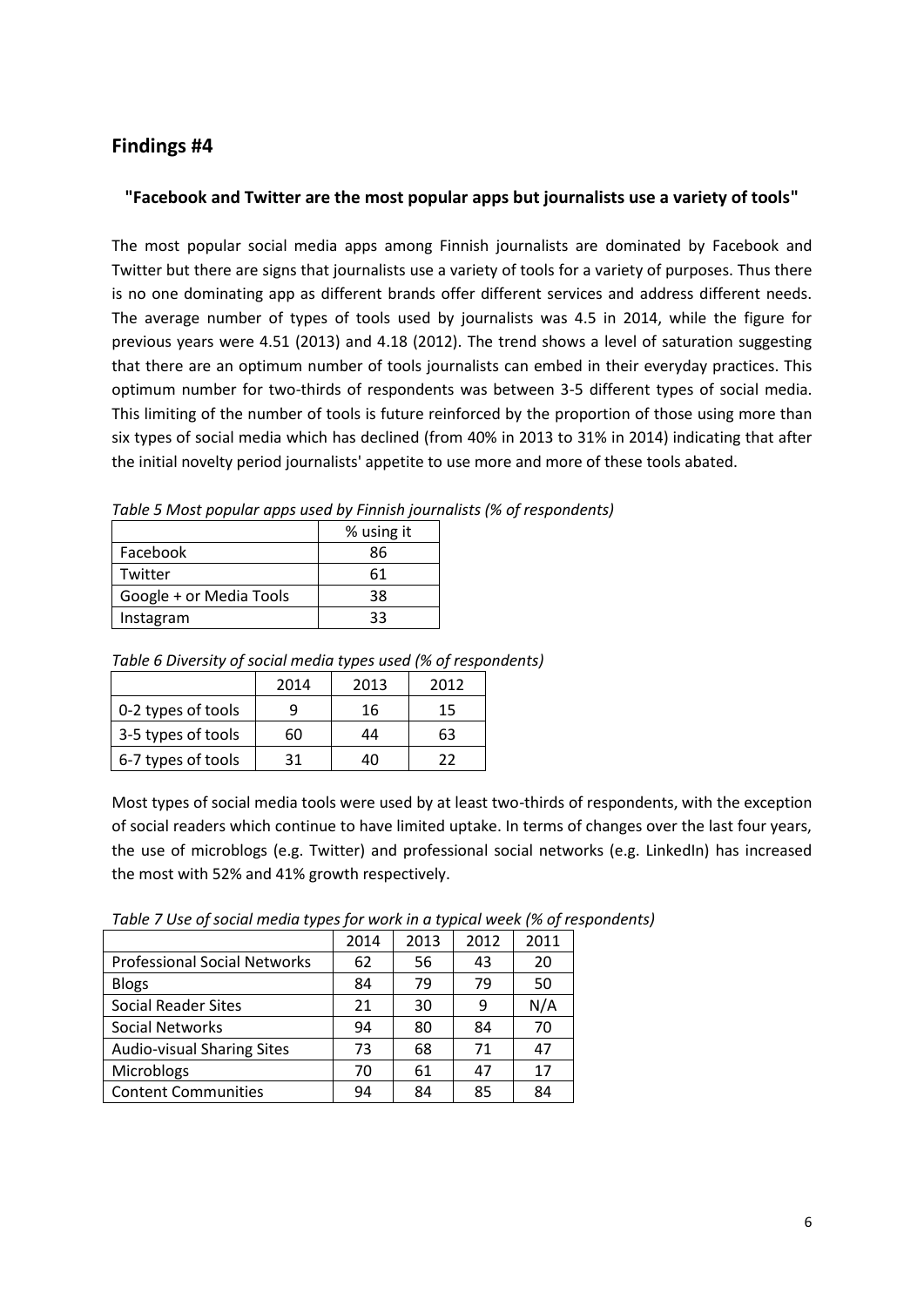## Findings #4

**"Facebook and Twitter are the most popular apps but journalists use a variety of tools"**

The most popular social media apps among Finnish journalists are dominated by Facebook and Twitter but there are signs that journalists use a variety of tools for a variety of purposes. Thus there is no one dominating app as different brands offer different services and address different needs. The average number of types of tools used by journalists was 4.5 in 2014, while the figure for previous years were 4.51 (2013) and 4.18 (2012). The trend shows a level of saturation suggesting that there are an optimum number of tools journalists can embed in their everyday practices. This optimum number for two-thirds of respondents was between 3-5 different types of social media. This limiting of the number of tools is future reinforced by the proportion of those using more than six types of social media which has declined (from 40% in 2013 to 31% in 2014) indicating that after the initial novelty period journalists' appetite to use more and more of these tools abated.

*Table 5 Most popular apps used by Finnish journalists (% of respondents)*

| | % using it |
|---|---|
| Facebook | 86 |
| Twitter | 61 |
| Google + or Media Tools | 38 |
| Instagram | 33 |

*Table 6 Diversity of social media types used (% of respondents)*

| | 2014 | 2013 | 2012 |
|---|---|---|---|
| 0-2 types of tools | 9 | 16 | 15 |
| 3-5 types of tools | 60 | 44 | 63 |
| 6-7 types of tools | 31 | 40 | 22 |

Most types of social media tools were used by at least two-thirds of respondents, with the exception of social readers which continue to have limited uptake. In terms of changes over the last four years, the use of microblogs (e.g. Twitter) and professional social networks (e.g. LinkedIn) has increased the most with 52% and 41% growth respectively.

*Table 7 Use of social media types for work in a typical week (% of respondents)*

| | 2014 | 2013 | 2012 | 2011 |
|---|---|---|---|---|
| Professional Social Networks | 62 | 56 | 43 | 20 |
| Blogs | 84 | 79 | 79 | 50 |
| Social Reader Sites | 21 | 30 | 9 | N/A |
| Social Networks | 94 | 80 | 84 | 70 |
| Audio-visual Sharing Sites | 73 | 68 | 71 | 47 |
| Microblogs | 70 | 61 | 47 | 17 |
| Content Communities | 94 | 84 | 85 | 84 |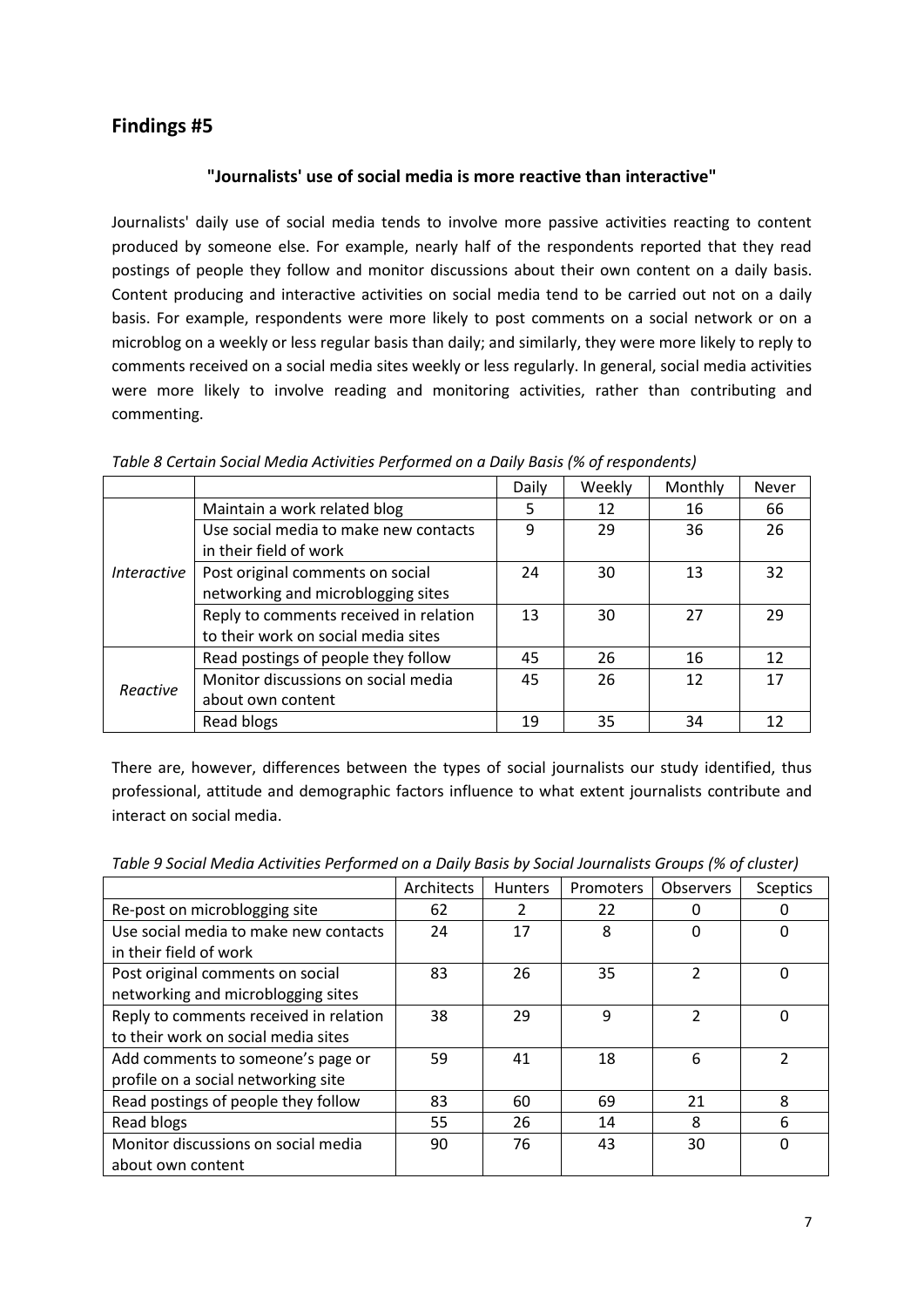## Findings #5

**"Journalists' use of social media is more reactive than interactive"**

Journalists' daily use of social media tends to involve more passive activities reacting to content produced by someone else. For example, nearly half of the respondents reported that they read postings of people they follow and monitor discussions about their own content on a daily basis. Content producing and interactive activities on social media tend to be carried out not on a daily basis. For example, respondents were more likely to post comments on a social network or on a microblog on a weekly or less regular basis than daily; and similarly, they were more likely to reply to comments received on a social media sites weekly or less regularly. In general, social media activities were more likely to involve reading and monitoring activities, rather than contributing and commenting.

*Table 8 Certain Social Media Activities Performed on a Daily Basis (% of respondents)*

| | | Daily | Weekly | Monthly | Never |
|---|---|---|---|---|---|
| *Interactive* | Maintain a work related blog | 5 | 12 | 16 | 66 |
| | Use social media to make new contacts in their field of work | 9 | 29 | 36 | 26 |
| | Post original comments on social networking and microblogging sites | 24 | 30 | 13 | 32 |
| | Reply to comments received in relation to their work on social media sites | 13 | 30 | 27 | 29 |
| *Reactive* | Read postings of people they follow | 45 | 26 | 16 | 12 |
| | Monitor discussions on social media about own content | 45 | 26 | 12 | 17 |
| | Read blogs | 19 | 35 | 34 | 12 |

There are, however, differences between the types of social journalists our study identified, thus professional, attitude and demographic factors influence to what extent journalists contribute and interact on social media.

*Table 9 Social Media Activities Performed on a Daily Basis by Social Journalists Groups (% of cluster)*

| | Architects | Hunters | Promoters | Observers | Sceptics |
|---|---|---|---|---|---|
| Re-post on microblogging site | 62 | 2 | 22 | 0 | 0 |
| Use social media to make new contacts in their field of work | 24 | 17 | 8 | 0 | 0 |
| Post original comments on social networking and microblogging sites | 83 | 26 | 35 | 2 | 0 |
| Reply to comments received in relation to their work on social media sites | 38 | 29 | 9 | 2 | 0 |
| Add comments to someone's page or profile on a social networking site | 59 | 41 | 18 | 6 | 2 |
| Read postings of people they follow | 83 | 60 | 69 | 21 | 8 |
| Read blogs | 55 | 26 | 14 | 8 | 6 |
| Monitor discussions on social media about own content | 90 | 76 | 43 | 30 | 0 |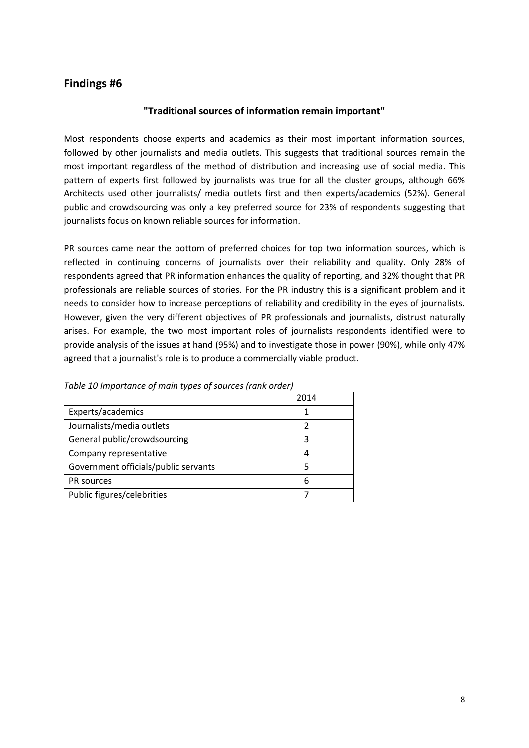## Findings #6

**"Traditional sources of information remain important"**

Most respondents choose experts and academics as their most important information sources, followed by other journalists and media outlets. This suggests that traditional sources remain the most important regardless of the method of distribution and increasing use of social media. This pattern of experts first followed by journalists was true for all the cluster groups, although 66% Architects used other journalists/ media outlets first and then experts/academics (52%). General public and crowdsourcing was only a key preferred source for 23% of respondents suggesting that journalists focus on known reliable sources for information.

PR sources came near the bottom of preferred choices for top two information sources, which is reflected in continuing concerns of journalists over their reliability and quality. Only 28% of respondents agreed that PR information enhances the quality of reporting, and 32% thought that PR professionals are reliable sources of stories. For the PR industry this is a significant problem and it needs to consider how to increase perceptions of reliability and credibility in the eyes of journalists. However, given the very different objectives of PR professionals and journalists, distrust naturally arises. For example, the two most important roles of journalists respondents identified were to provide analysis of the issues at hand (95%) and to investigate those in power (90%), while only 47% agreed that a journalist's role is to produce a commercially viable product.

*Table 10 Importance of main types of sources (rank order)*

| | 2014 |
|---|---|
| Experts/academics | 1 |
| Journalists/media outlets | 2 |
| General public/crowdsourcing | 3 |
| Company representative | 4 |
| Government officials/public servants | 5 |
| PR sources | 6 |
| Public figures/celebrities | 7 |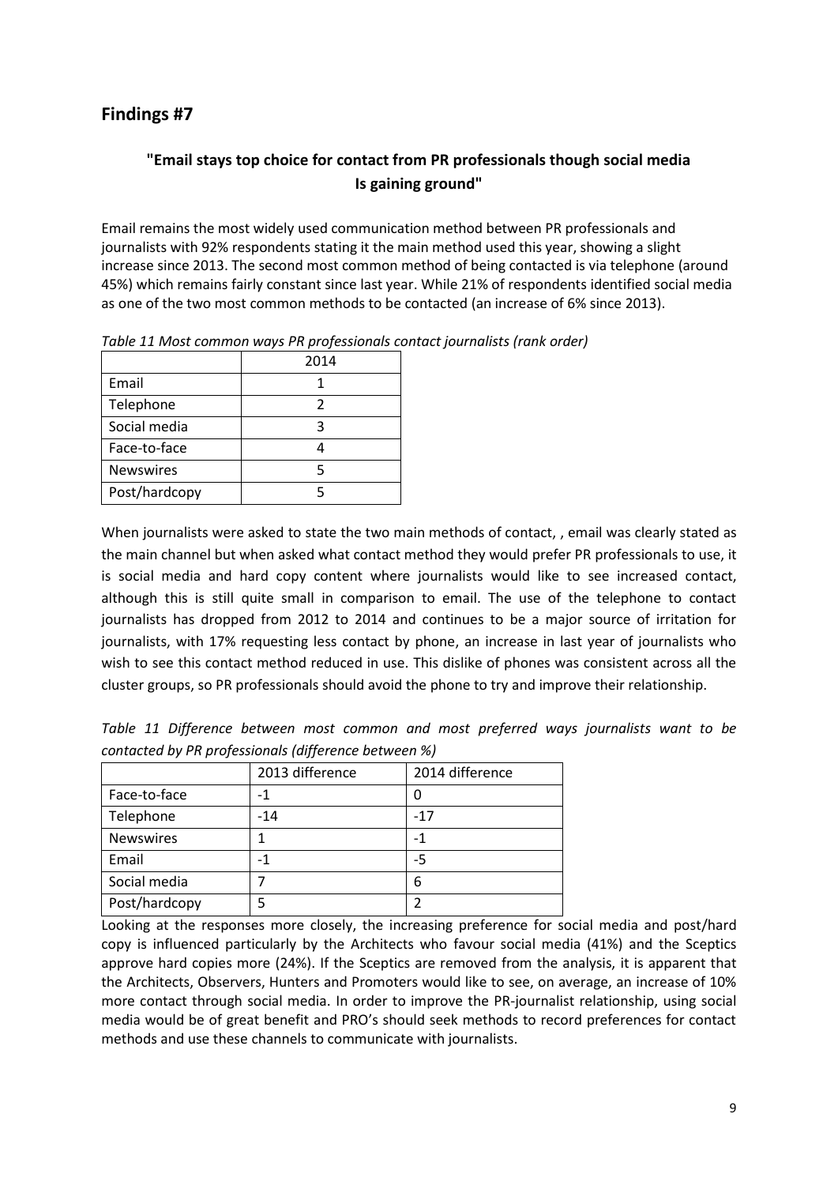## Findings #7

### "Email stays top choice for contact from PR professionals though social media Is gaining ground"

Email remains the most widely used communication method between PR professionals and journalists with 92% respondents stating it the main method used this year, showing a slight increase since 2013. The second most common method of being contacted is via telephone (around 45%) which remains fairly constant since last year. While 21% of respondents identified social media as one of the two most common methods to be contacted (an increase of 6% since 2013).

*Table 11 Most common ways PR professionals contact journalists (rank order)*

| | 2014 |
|---|---|
| Email | 1 |
| Telephone | 2 |
| Social media | 3 |
| Face-to-face | 4 |
| Newswires | 5 |
| Post/hardcopy | 5 |

When journalists were asked to state the two main methods of contact, , email was clearly stated as the main channel but when asked what contact method they would prefer PR professionals to use, it is social media and hard copy content where journalists would like to see increased contact, although this is still quite small in comparison to email. The use of the telephone to contact journalists has dropped from 2012 to 2014 and continues to be a major source of irritation for journalists, with 17% requesting less contact by phone, an increase in last year of journalists who wish to see this contact method reduced in use. This dislike of phones was consistent across all the cluster groups, so PR professionals should avoid the phone to try and improve their relationship.

*Table 11 Difference between most common and most preferred ways journalists want to be contacted by PR professionals (difference between %)*

| | 2013 difference | 2014 difference |
|---|---|---|
| Face-to-face | -1 | 0 |
| Telephone | -14 | -17 |
| Newswires | 1 | -1 |
| Email | -1 | -5 |
| Social media | 7 | 6 |
| Post/hardcopy | 5 | 2 |

Looking at the responses more closely, the increasing preference for social media and post/hard copy is influenced particularly by the Architects who favour social media (41%) and the Sceptics approve hard copies more (24%). If the Sceptics are removed from the analysis, it is apparent that the Architects, Observers, Hunters and Promoters would like to see, on average, an increase of 10% more contact through social media. In order to improve the PR-journalist relationship, using social media would be of great benefit and PRO's should seek methods to record preferences for contact methods and use these channels to communicate with journalists.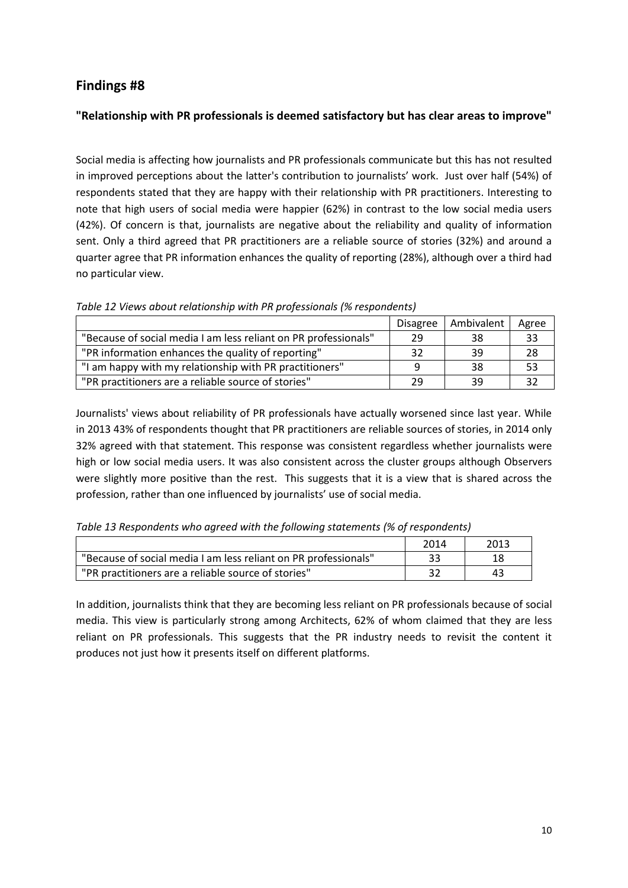## Findings #8

**"Relationship with PR professionals is deemed satisfactory but has clear areas to improve"**

Social media is affecting how journalists and PR professionals communicate but this has not resulted in improved perceptions about the latter's contribution to journalists' work. Just over half (54%) of respondents stated that they are happy with their relationship with PR practitioners. Interesting to note that high users of social media were happier (62%) in contrast to the low social media users (42%). Of concern is that, journalists are negative about the reliability and quality of information sent. Only a third agreed that PR practitioners are a reliable source of stories (32%) and around a quarter agree that PR information enhances the quality of reporting (28%), although over a third had no particular view.

*Table 12 Views about relationship with PR professionals (% respondents)*

| | Disagree | Ambivalent | Agree |
|---|---|---|---|
| "Because of social media I am less reliant on PR professionals" | 29 | 38 | 33 |
| "PR information enhances the quality of reporting" | 32 | 39 | 28 |
| "I am happy with my relationship with PR practitioners" | 9 | 38 | 53 |
| "PR practitioners are a reliable source of stories" | 29 | 39 | 32 |

Journalists' views about reliability of PR professionals have actually worsened since last year. While in 2013 43% of respondents thought that PR practitioners are reliable sources of stories, in 2014 only 32% agreed with that statement. This response was consistent regardless whether journalists were high or low social media users. It was also consistent across the cluster groups although Observers were slightly more positive than the rest. This suggests that it is a view that is shared across the profession, rather than one influenced by journalists' use of social media.

*Table 13 Respondents who agreed with the following statements (% of respondents)*

| | 2014 | 2013 |
|---|---|---|
| "Because of social media I am less reliant on PR professionals" | 33 | 18 |
| "PR practitioners are a reliable source of stories" | 32 | 43 |

In addition, journalists think that they are becoming less reliant on PR professionals because of social media. This view is particularly strong among Architects, 62% of whom claimed that they are less reliant on PR professionals. This suggests that the PR industry needs to revisit the content it produces not just how it presents itself on different platforms.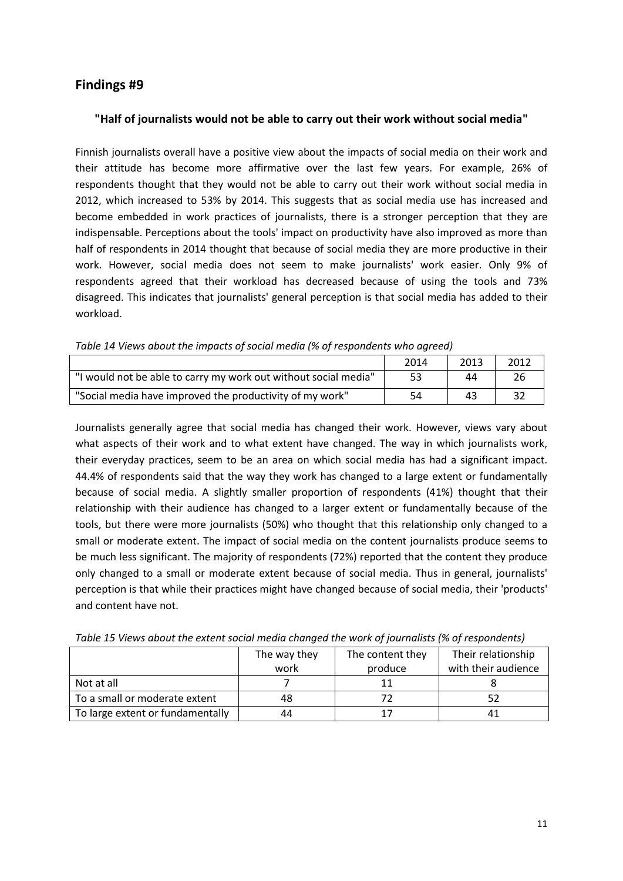## Findings #9

**"Half of journalists would not be able to carry out their work without social media"**

Finnish journalists overall have a positive view about the impacts of social media on their work and their attitude has become more affirmative over the last few years. For example, 26% of respondents thought that they would not be able to carry out their work without social media in 2012, which increased to 53% by 2014. This suggests that as social media use has increased and become embedded in work practices of journalists, there is a stronger perception that they are indispensable. Perceptions about the tools' impact on productivity have also improved as more than half of respondents in 2014 thought that because of social media they are more productive in their work. However, social media does not seem to make journalists' work easier. Only 9% of respondents agreed that their workload has decreased because of using the tools and 73% disagreed. This indicates that journalists' general perception is that social media has added to their workload.

*Table 14 Views about the impacts of social media (% of respondents who agreed)*

| | 2014 | 2013 | 2012 |
|---|---|---|---|
| "I would not be able to carry my work out without social media" | 53 | 44 | 26 |
| "Social media have improved the productivity of my work" | 54 | 43 | 32 |

Journalists generally agree that social media has changed their work. However, views vary about what aspects of their work and to what extent have changed. The way in which journalists work, their everyday practices, seem to be an area on which social media has had a significant impact. 44.4% of respondents said that the way they work has changed to a large extent or fundamentally because of social media. A slightly smaller proportion of respondents (41%) thought that their relationship with their audience has changed to a larger extent or fundamentally because of the tools, but there were more journalists (50%) who thought that this relationship only changed to a small or moderate extent. The impact of social media on the content journalists produce seems to be much less significant. The majority of respondents (72%) reported that the content they produce only changed to a small or moderate extent because of social media. Thus in general, journalists' perception is that while their practices might have changed because of social media, their 'products' and content have not.

*Table 15 Views about the extent social media changed the work of journalists (% of respondents)*

| | The way they work | The content they produce | Their relationship with their audience |
|---|---|---|---|
| Not at all | 7 | 11 | 8 |
| To a small or moderate extent | 48 | 72 | 52 |
| To large extent or fundamentally | 44 | 17 | 41 |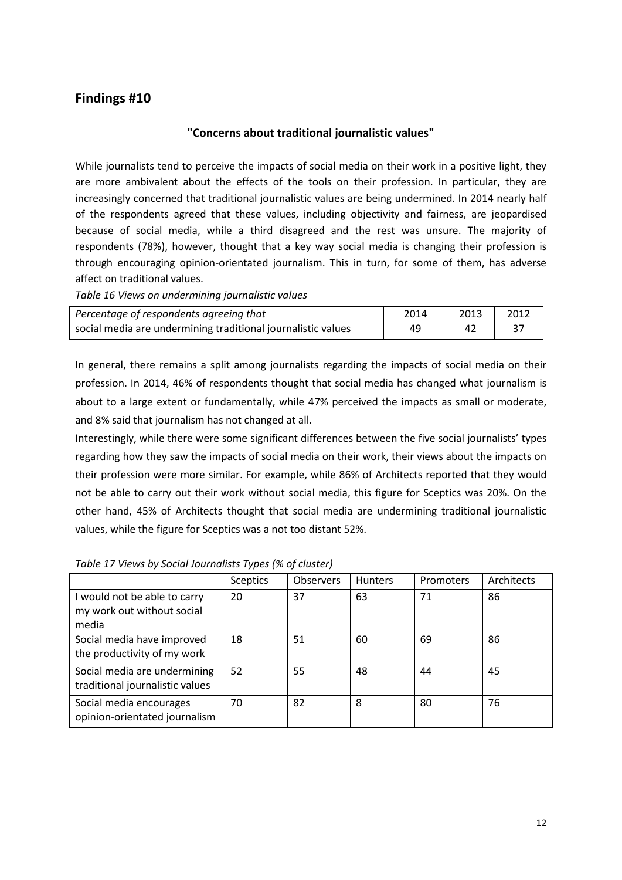## Findings #10

### "Concerns about traditional journalistic values"

While journalists tend to perceive the impacts of social media on their work in a positive light, they are more ambivalent about the effects of the tools on their profession. In particular, they are increasingly concerned that traditional journalistic values are being undermined. In 2014 nearly half of the respondents agreed that these values, including objectivity and fairness, are jeopardised because of social media, while a third disagreed and the rest was unsure. The majority of respondents (78%), however, thought that a key way social media is changing their profession is through encouraging opinion-orientated journalism. This in turn, for some of them, has adverse affect on traditional values.

*Table 16 Views on undermining journalistic values*

| *Percentage of respondents agreeing that* | 2014 | 2013 | 2012 |
|---|---|---|---|
| social media are undermining traditional journalistic values | 49 | 42 | 37 |

In general, there remains a split among journalists regarding the impacts of social media on their profession. In 2014, 46% of respondents thought that social media has changed what journalism is about to a large extent or fundamentally, while 47% perceived the impacts as small or moderate, and 8% said that journalism has not changed at all.

Interestingly, while there were some significant differences between the five social journalists' types regarding how they saw the impacts of social media on their work, their views about the impacts on their profession were more similar. For example, while 86% of Architects reported that they would not be able to carry out their work without social media, this figure for Sceptics was 20%. On the other hand, 45% of Architects thought that social media are undermining traditional journalistic values, while the figure for Sceptics was a not too distant 52%.

*Table 17 Views by Social Journalists Types (% of cluster)*

| | Sceptics | Observers | Hunters | Promoters | Architects |
|---|---|---|---|---|---|
| I would not be able to carry my work out without social media | 20 | 37 | 63 | 71 | 86 |
| Social media have improved the productivity of my work | 18 | 51 | 60 | 69 | 86 |
| Social media are undermining traditional journalistic values | 52 | 55 | 48 | 44 | 45 |
| Social media encourages opinion-orientated journalism | 70 | 82 | 8 | 80 | 76 |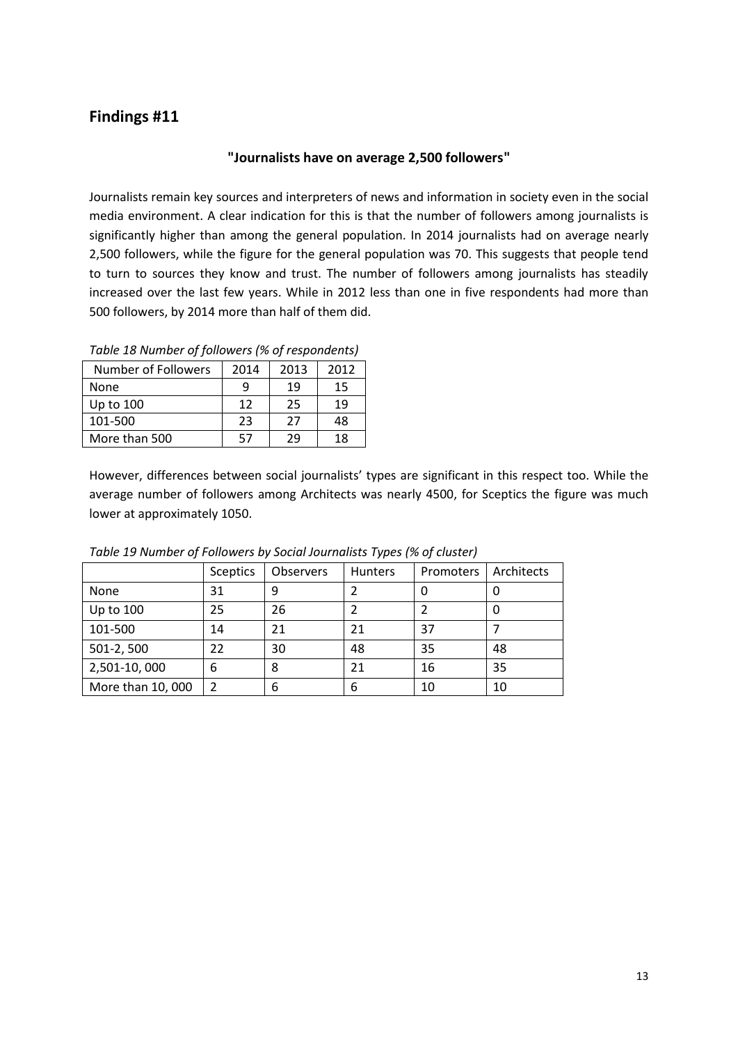## Findings #11

**"Journalists have on average 2,500 followers"**

Journalists remain key sources and interpreters of news and information in society even in the social media environment. A clear indication for this is that the number of followers among journalists is significantly higher than among the general population. In 2014 journalists had on average nearly 2,500 followers, while the figure for the general population was 70. This suggests that people tend to turn to sources they know and trust. The number of followers among journalists has steadily increased over the last few years. While in 2012 less than one in five respondents had more than 500 followers, by 2014 more than half of them did.

*Table 18 Number of followers (% of respondents)*

| Number of Followers | 2014 | 2013 | 2012 |
|---|---|---|---|
| None | 9 | 19 | 15 |
| Up to 100 | 12 | 25 | 19 |
| 101-500 | 23 | 27 | 48 |
| More than 500 | 57 | 29 | 18 |

However, differences between social journalists' types are significant in this respect too. While the average number of followers among Architects was nearly 4500, for Sceptics the figure was much lower at approximately 1050.

*Table 19 Number of Followers by Social Journalists Types (% of cluster)*

| | Sceptics | Observers | Hunters | Promoters | Architects |
|---|---|---|---|---|---|
| None | 31 | 9 | 2 | 0 | 0 |
| Up to 100 | 25 | 26 | 2 | 2 | 0 |
| 101-500 | 14 | 21 | 21 | 37 | 7 |
| 501-2, 500 | 22 | 30 | 48 | 35 | 48 |
| 2,501-10, 000 | 6 | 8 | 21 | 16 | 35 |
| More than 10, 000 | 2 | 6 | 6 | 10 | 10 |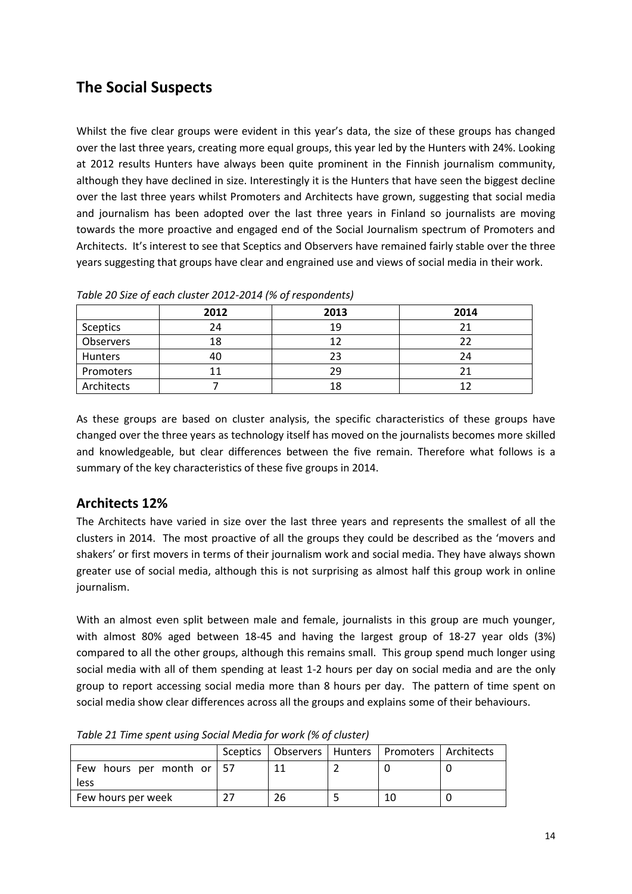## The Social Suspects

Whilst the five clear groups were evident in this year's data, the size of these groups has changed over the last three years, creating more equal groups, this year led by the Hunters with 24%. Looking at 2012 results Hunters have always been quite prominent in the Finnish journalism community, although they have declined in size. Interestingly it is the Hunters that have seen the biggest decline over the last three years whilst Promoters and Architects have grown, suggesting that social media and journalism has been adopted over the last three years in Finland so journalists are moving towards the more proactive and engaged end of the Social Journalism spectrum of Promoters and Architects. It's interest to see that Sceptics and Observers have remained fairly stable over the three years suggesting that groups have clear and engrained use and views of social media in their work.

*Table 20 Size of each cluster 2012-2014 (% of respondents)*

| | 2012 | 2013 | 2014 |
|---|---|---|---|
| Sceptics | 24 | 19 | 21 |
| Observers | 18 | 12 | 22 |
| Hunters | 40 | 23 | 24 |
| Promoters | 11 | 29 | 21 |
| Architects | 7 | 18 | 12 |

As these groups are based on cluster analysis, the specific characteristics of these groups have changed over the three years as technology itself has moved on the journalists becomes more skilled and knowledgeable, but clear differences between the five remain. Therefore what follows is a summary of the key characteristics of these five groups in 2014.

## Architects 12%

The Architects have varied in size over the last three years and represents the smallest of all the clusters in 2014. The most proactive of all the groups they could be described as the 'movers and shakers' or first movers in terms of their journalism work and social media. They have always shown greater use of social media, although this is not surprising as almost half this group work in online journalism.

With an almost even split between male and female, journalists in this group are much younger, with almost 80% aged between 18-45 and having the largest group of 18-27 year olds (3%) compared to all the other groups, although this remains small. This group spend much longer using social media with all of them spending at least 1-2 hours per day on social media and are the only group to report accessing social media more than 8 hours per day. The pattern of time spent on social media show clear differences across all the groups and explains some of their behaviours.

*Table 21 Time spent using Social Media for work (% of cluster)*

| | Sceptics | Observers | Hunters | Promoters | Architects |
|---|---|---|---|---|---|
| Few hours per month or less | 57 | 11 | 2 | 0 | 0 |
| Few hours per week | 27 | 26 | 5 | 10 | 0 |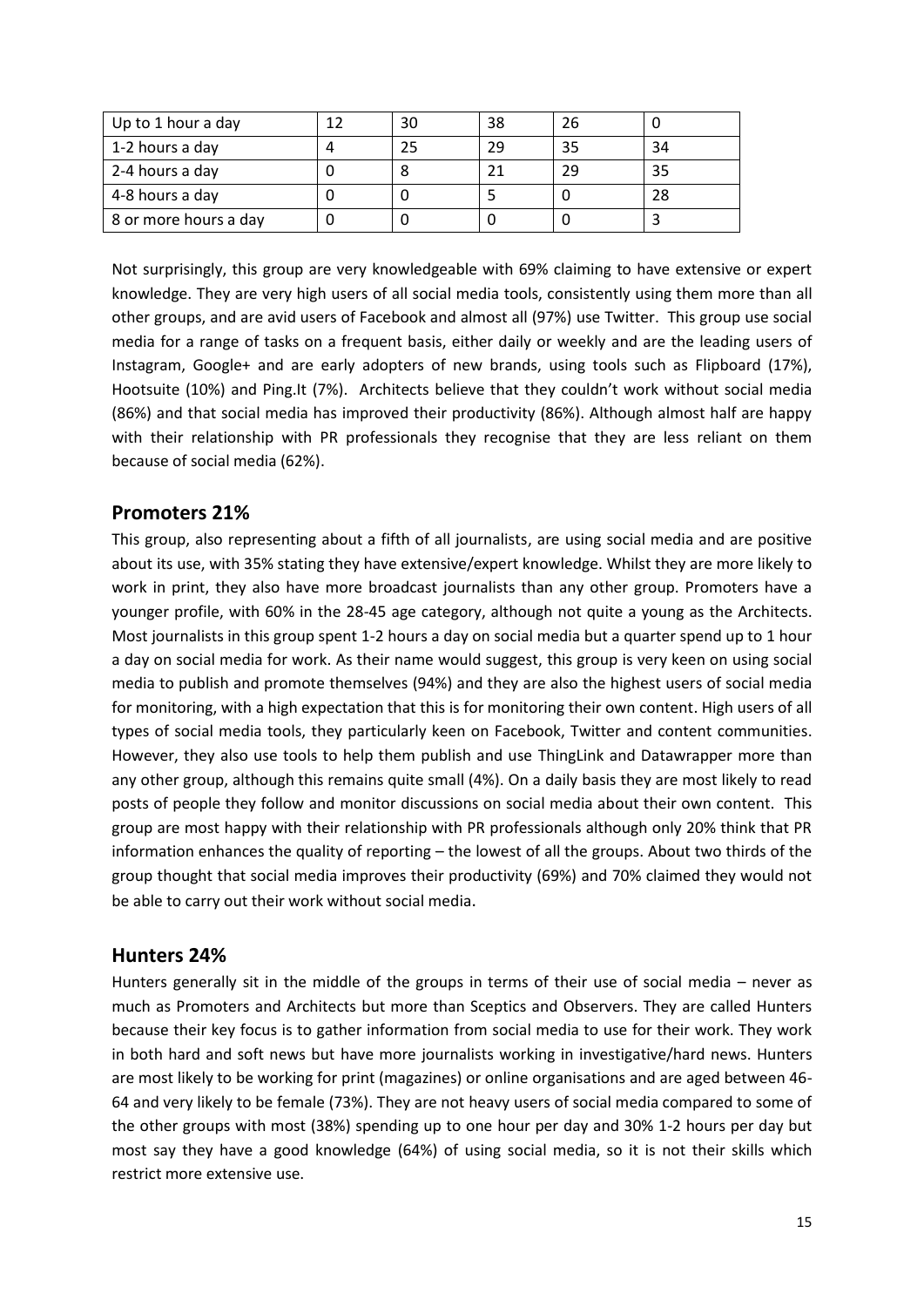| Up to 1 hour a day | 12 | 30 | 38 | 26 | 0 |
|---|---|---|---|---|---|
| 1-2 hours a day | 4 | 25 | 29 | 35 | 34 |
| 2-4 hours a day | 0 | 8 | 21 | 29 | 35 |
| 4-8 hours a day | 0 | 0 | 5 | 0 | 28 |
| 8 or more hours a day | 0 | 0 | 0 | 0 | 3 |

Not surprisingly, this group are very knowledgeable with 69% claiming to have extensive or expert knowledge. They are very high users of all social media tools, consistently using them more than all other groups, and are avid users of Facebook and almost all (97%) use Twitter. This group use social media for a range of tasks on a frequent basis, either daily or weekly and are the leading users of Instagram, Google+ and are early adopters of new brands, using tools such as Flipboard (17%), Hootsuite (10%) and Ping.It (7%). Architects believe that they couldn't work without social media (86%) and that social media has improved their productivity (86%). Although almost half are happy with their relationship with PR professionals they recognise that they are less reliant on them because of social media (62%).

## Promoters 21%

This group, also representing about a fifth of all journalists, are using social media and are positive about its use, with 35% stating they have extensive/expert knowledge. Whilst they are more likely to work in print, they also have more broadcast journalists than any other group. Promoters have a younger profile, with 60% in the 28-45 age category, although not quite a young as the Architects. Most journalists in this group spent 1-2 hours a day on social media but a quarter spend up to 1 hour a day on social media for work. As their name would suggest, this group is very keen on using social media to publish and promote themselves (94%) and they are also the highest users of social media for monitoring, with a high expectation that this is for monitoring their own content. High users of all types of social media tools, they particularly keen on Facebook, Twitter and content communities. However, they also use tools to help them publish and use ThingLink and Datawrapper more than any other group, although this remains quite small (4%). On a daily basis they are most likely to read posts of people they follow and monitor discussions on social media about their own content. This group are most happy with their relationship with PR professionals although only 20% think that PR information enhances the quality of reporting – the lowest of all the groups. About two thirds of the group thought that social media improves their productivity (69%) and 70% claimed they would not be able to carry out their work without social media.

## Hunters 24%

Hunters generally sit in the middle of the groups in terms of their use of social media – never as much as Promoters and Architects but more than Sceptics and Observers. They are called Hunters because their key focus is to gather information from social media to use for their work. They work in both hard and soft news but have more journalists working in investigative/hard news. Hunters are most likely to be working for print (magazines) or online organisations and are aged between 46-64 and very likely to be female (73%). They are not heavy users of social media compared to some of the other groups with most (38%) spending up to one hour per day and 30% 1-2 hours per day but most say they have a good knowledge (64%) of using social media, so it is not their skills which restrict more extensive use.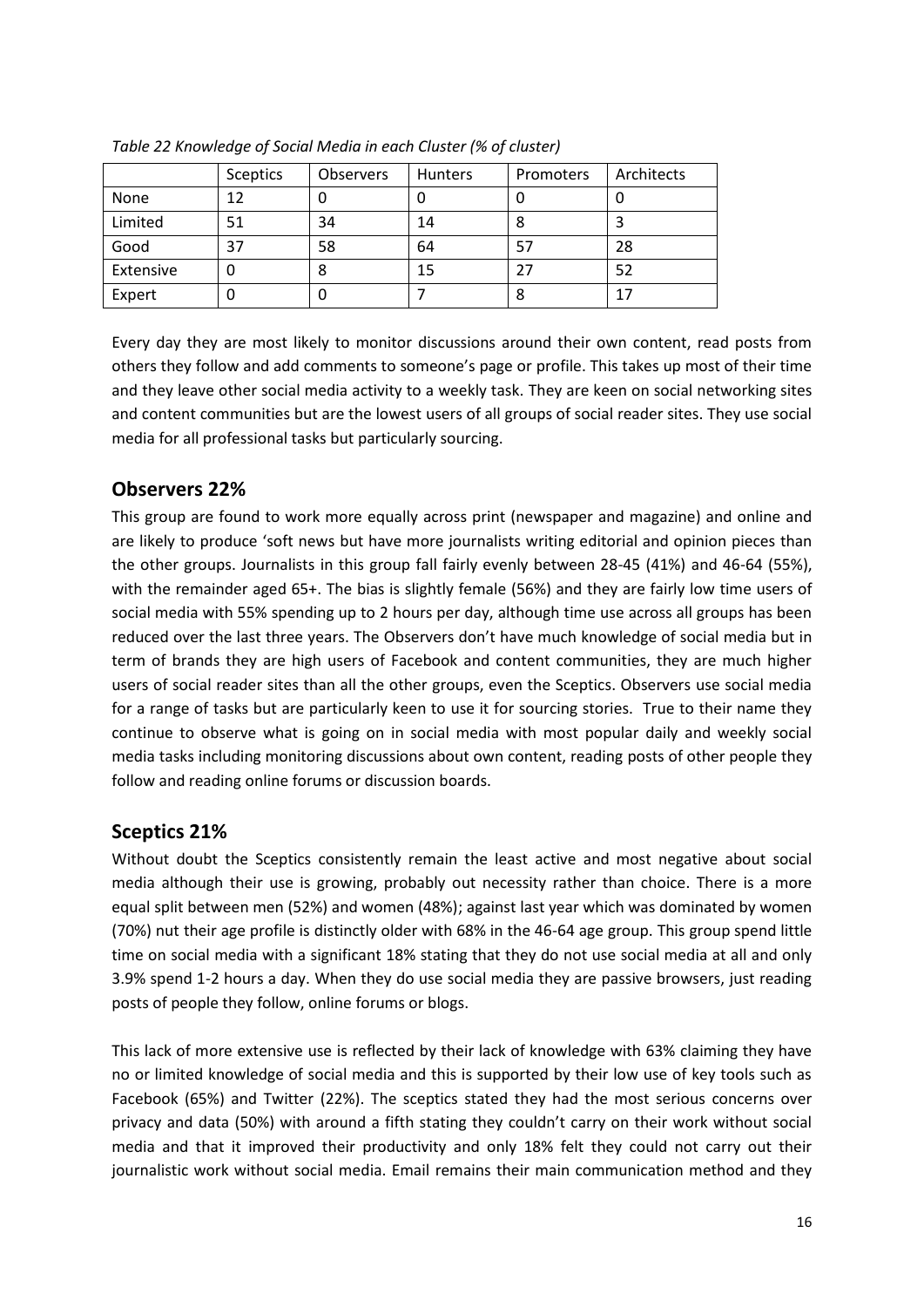*Table 22 Knowledge of Social Media in each Cluster (% of cluster)*

| | Sceptics | Observers | Hunters | Promoters | Architects |
|---|---|---|---|---|---|
| None | 12 | 0 | 0 | 0 | 0 |
| Limited | 51 | 34 | 14 | 8 | 3 |
| Good | 37 | 58 | 64 | 57 | 28 |
| Extensive | 0 | 8 | 15 | 27 | 52 |
| Expert | 0 | 0 | 7 | 8 | 17 |

Every day they are most likely to monitor discussions around their own content, read posts from others they follow and add comments to someone's page or profile. This takes up most of their time and they leave other social media activity to a weekly task. They are keen on social networking sites and content communities but are the lowest users of all groups of social reader sites. They use social media for all professional tasks but particularly sourcing.

## Observers 22%

This group are found to work more equally across print (newspaper and magazine) and online and are likely to produce 'soft news but have more journalists writing editorial and opinion pieces than the other groups. Journalists in this group fall fairly evenly between 28-45 (41%) and 46-64 (55%), with the remainder aged 65+. The bias is slightly female (56%) and they are fairly low time users of social media with 55% spending up to 2 hours per day, although time use across all groups has been reduced over the last three years. The Observers don't have much knowledge of social media but in term of brands they are high users of Facebook and content communities, they are much higher users of social reader sites than all the other groups, even the Sceptics. Observers use social media for a range of tasks but are particularly keen to use it for sourcing stories. True to their name they continue to observe what is going on in social media with most popular daily and weekly social media tasks including monitoring discussions about own content, reading posts of other people they follow and reading online forums or discussion boards.

## Sceptics 21%

Without doubt the Sceptics consistently remain the least active and most negative about social media although their use is growing, probably out necessity rather than choice. There is a more equal split between men (52%) and women (48%); against last year which was dominated by women (70%) nut their age profile is distinctly older with 68% in the 46-64 age group. This group spend little time on social media with a significant 18% stating that they do not use social media at all and only 3.9% spend 1-2 hours a day. When they do use social media they are passive browsers, just reading posts of people they follow, online forums or blogs.

This lack of more extensive use is reflected by their lack of knowledge with 63% claiming they have no or limited knowledge of social media and this is supported by their low use of key tools such as Facebook (65%) and Twitter (22%). The sceptics stated they had the most serious concerns over privacy and data (50%) with around a fifth stating they couldn't carry on their work without social media and that it improved their productivity and only 18% felt they could not carry out their journalistic work without social media. Email remains their main communication method and they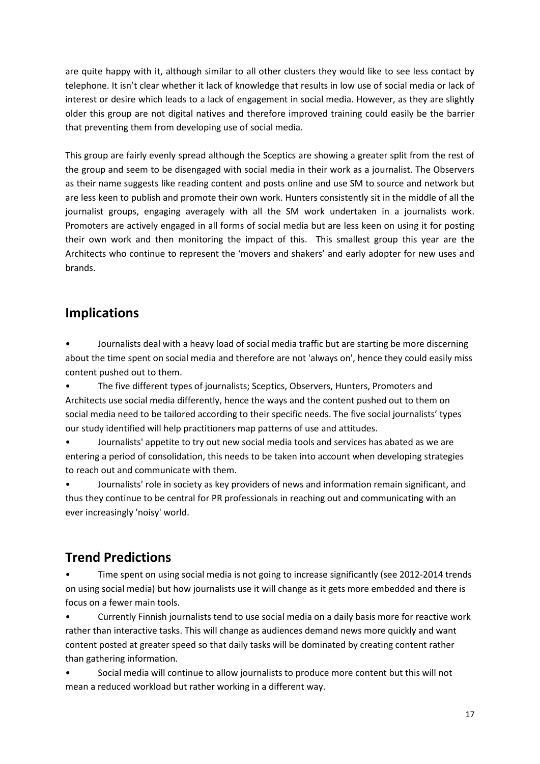are quite happy with it, although similar to all other clusters they would like to see less contact by telephone. It isn't clear whether it lack of knowledge that results in low use of social media or lack of interest or desire which leads to a lack of engagement in social media. However, as they are slightly older this group are not digital natives and therefore improved training could easily be the barrier that preventing them from developing use of social media.

This group are fairly evenly spread although the Sceptics are showing a greater split from the rest of the group and seem to be disengaged with social media in their work as a journalist. The Observers as their name suggests like reading content and posts online and use SM to source and network but are less keen to publish and promote their own work. Hunters consistently sit in the middle of all the journalist groups, engaging averagely with all the SM work undertaken in a journalists work. Promoters are actively engaged in all forms of social media but are less keen on using it for posting their own work and then monitoring the impact of this. This smallest group this year are the Architects who continue to represent the 'movers and shakers' and early adopter for new uses and brands.

## Implications

- Journalists deal with a heavy load of social media traffic but are starting be more discerning about the time spent on social media and therefore are not 'always on', hence they could easily miss content pushed out to them.
- The five different types of journalists; Sceptics, Observers, Hunters, Promoters and Architects use social media differently, hence the ways and the content pushed out to them on social media need to be tailored according to their specific needs. The five social journalists' types our study identified will help practitioners map patterns of use and attitudes.
- Journalists' appetite to try out new social media tools and services has abated as we are entering a period of consolidation, this needs to be taken into account when developing strategies to reach out and communicate with them.
- Journalists' role in society as key providers of news and information remain significant, and thus they continue to be central for PR professionals in reaching out and communicating with an ever increasingly 'noisy' world.

## Trend Predictions

- Time spent on using social media is not going to increase significantly (see 2012-2014 trends on using social media) but how journalists use it will change as it gets more embedded and there is focus on a fewer main tools.
- Currently Finnish journalists tend to use social media on a daily basis more for reactive work rather than interactive tasks. This will change as audiences demand news more quickly and want content posted at greater speed so that daily tasks will be dominated by creating content rather than gathering information.
- Social media will continue to allow journalists to produce more content but this will not mean a reduced workload but rather working in a different way.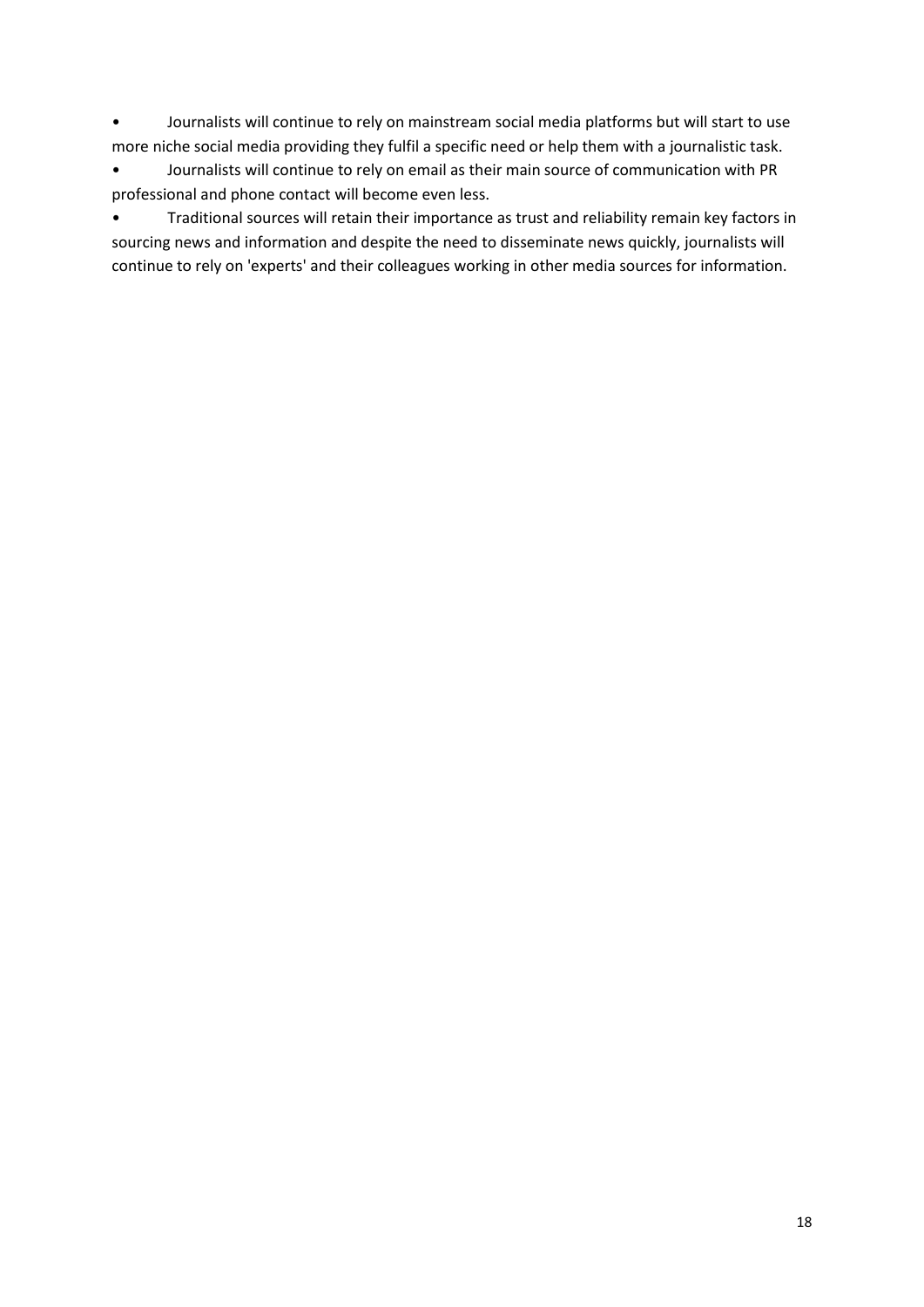- Journalists will continue to rely on mainstream social media platforms but will start to use more niche social media providing they fulfil a specific need or help them with a journalistic task.
- Journalists will continue to rely on email as their main source of communication with PR professional and phone contact will become even less.
- Traditional sources will retain their importance as trust and reliability remain key factors in sourcing news and information and despite the need to disseminate news quickly, journalists will continue to rely on 'experts' and their colleagues working in other media sources for information.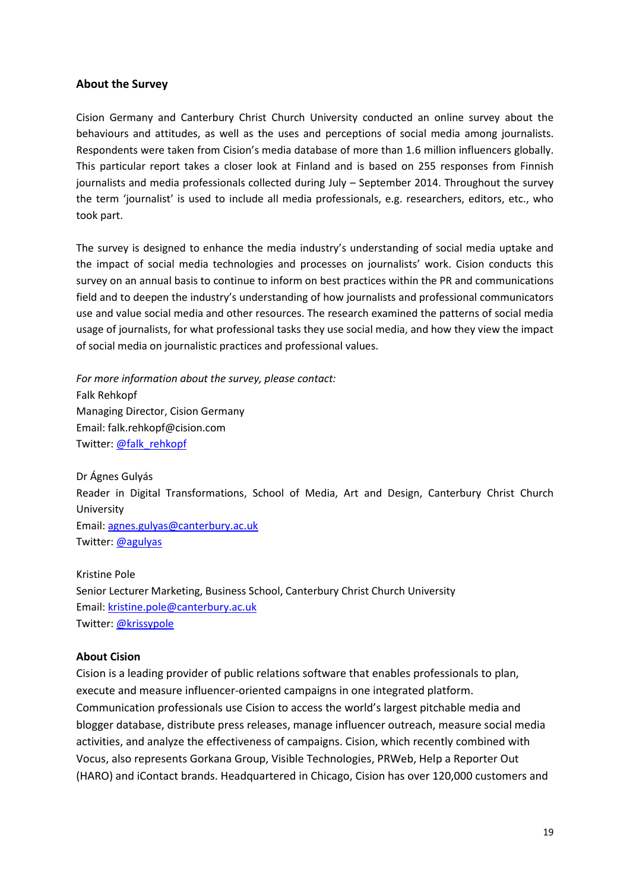## About the Survey

Cision Germany and Canterbury Christ Church University conducted an online survey about the behaviours and attitudes, as well as the uses and perceptions of social media among journalists. Respondents were taken from Cision's media database of more than 1.6 million influencers globally. This particular report takes a closer look at Finland and is based on 255 responses from Finnish journalists and media professionals collected during July – September 2014. Throughout the survey the term 'journalist' is used to include all media professionals, e.g. researchers, editors, etc., who took part.

The survey is designed to enhance the media industry's understanding of social media uptake and the impact of social media technologies and processes on journalists' work. Cision conducts this survey on an annual basis to continue to inform on best practices within the PR and communications field and to deepen the industry's understanding of how journalists and professional communicators use and value social media and other resources. The research examined the patterns of social media usage of journalists, for what professional tasks they use social media, and how they view the impact of social media on journalistic practices and professional values.

*For more information about the survey, please contact:*
Falk Rehkopf
Managing Director, Cision Germany
Email: falk.rehkopf@cision.com
Twitter: @falk_rehkopf

Dr Ágnes Gulyás
Reader in Digital Transformations, School of Media, Art and Design, Canterbury Christ Church University
Email: agnes.gulyas@canterbury.ac.uk
Twitter: @agulyas

Kristine Pole
Senior Lecturer Marketing, Business School, Canterbury Christ Church University
Email: kristine.pole@canterbury.ac.uk
Twitter: @krissypole

## About Cision

Cision is a leading provider of public relations software that enables professionals to plan, execute and measure influencer-oriented campaigns in one integrated platform. Communication professionals use Cision to access the world's largest pitchable media and blogger database, distribute press releases, manage influencer outreach, measure social media activities, and analyze the effectiveness of campaigns. Cision, which recently combined with Vocus, also represents Gorkana Group, Visible Technologies, PRWeb, Help a Reporter Out (HARO) and iContact brands. Headquartered in Chicago, Cision has over 120,000 customers and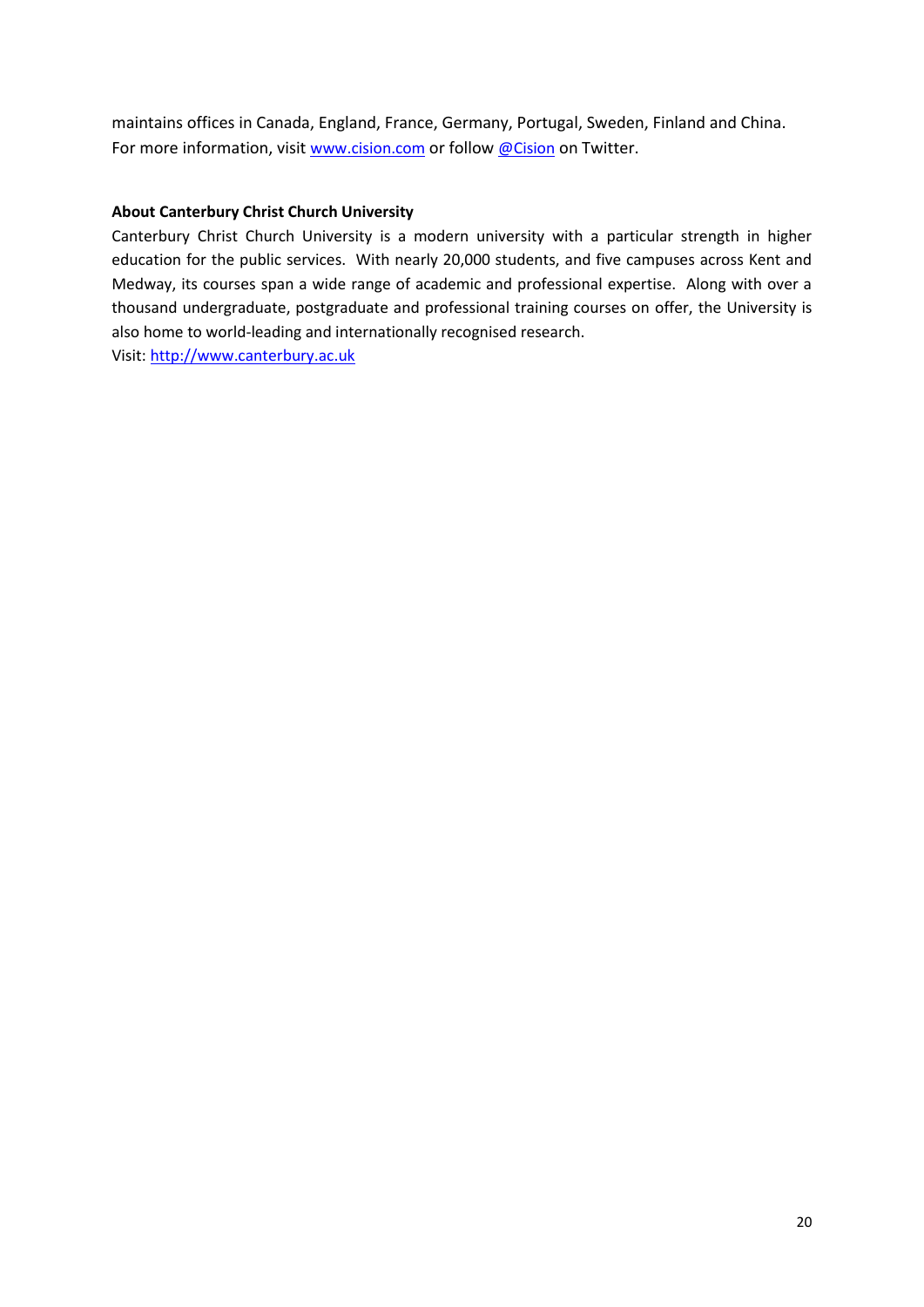maintains offices in Canada, England, France, Germany, Portugal, Sweden, Finland and China. For more information, visit [www.cision.com](http://www.cision.com) or follow [@Cision](https://twitter.com/Cision) on Twitter.

**About Canterbury Christ Church University**

Canterbury Christ Church University is a modern university with a particular strength in higher education for the public services. With nearly 20,000 students, and five campuses across Kent and Medway, its courses span a wide range of academic and professional expertise. Along with over a thousand undergraduate, postgraduate and professional training courses on offer, the University is also home to world-leading and internationally recognised research.

Visit: [http://www.canterbury.ac.uk](http://www.canterbury.ac.uk)